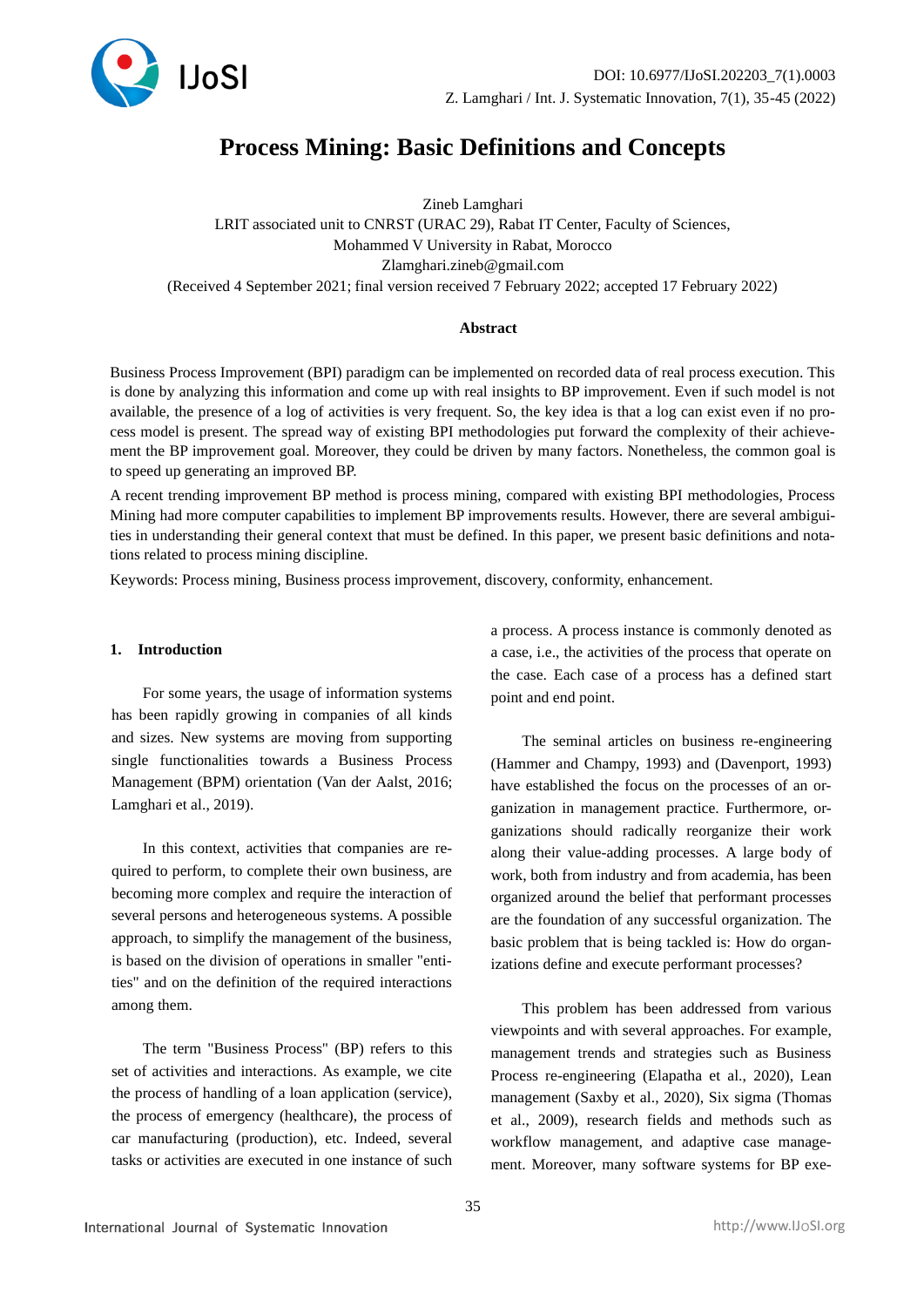# Process Mining: Basic Definitions and Concepts

Zineb Lamghari
LRIT associated unit to CNRST (URAC 29), Rabat IT Center, Faculty of Sciences,
Mohammed V University in Rabat, Morocco
Zlamghari.zineb@gmail.com
(Received 4 September 2021; final version received 7 February 2022; accepted 17 February 2022)

### Abstract

Business Process Improvement (BPI) paradigm can be implemented on recorded data of real process execution. This is done by analyzing this information and come up with real insights to BP improvement. Even if such model is not available, the presence of a log of activities is very frequent. So, the key idea is that a log can exist even if no process model is present. The spread way of existing BPI methodologies put forward the complexity of their achievement the BP improvement goal. Moreover, they could be driven by many factors. Nonetheless, the common goal is to speed up generating an improved BP.

A recent trending improvement BP method is process mining, compared with existing BPI methodologies, Process Mining had more computer capabilities to implement BP improvements results. However, there are several ambiguities in understanding their general context that must be defined. In this paper, we present basic definitions and notations related to process mining discipline.

Keywords: Process mining, Business process improvement, discovery, conformity, enhancement.

## 1. Introduction

For some years, the usage of information systems has been rapidly growing in companies of all kinds and sizes. New systems are moving from supporting single functionalities towards a Business Process Management (BPM) orientation (Van der Aalst, 2016; Lamghari et al., 2019).

In this context, activities that companies are required to perform, to complete their own business, are becoming more complex and require the interaction of several persons and heterogeneous systems. A possible approach, to simplify the management of the business, is based on the division of operations in smaller "entities" and on the definition of the required interactions among them.

The term "Business Process" (BP) refers to this set of activities and interactions. As example, we cite the process of handling of a loan application (service), the process of emergency (healthcare), the process of car manufacturing (production), etc. Indeed, several tasks or activities are executed in one instance of such a process. A process instance is commonly denoted as a case, i.e., the activities of the process that operate on the case. Each case of a process has a defined start point and end point.

The seminal articles on business re-engineering (Hammer and Champy, 1993) and (Davenport, 1993) have established the focus on the processes of an organization in management practice. Furthermore, organizations should radically reorganize their work along their value-adding processes. A large body of work, both from industry and from academia, has been organized around the belief that performant processes are the foundation of any successful organization. The basic problem that is being tackled is: How do organizations define and execute performant processes?

This problem has been addressed from various viewpoints and with several approaches. For example, management trends and strategies such as Business Process re-engineering (Elapatha et al., 2020), Lean management (Saxby et al., 2020), Six sigma (Thomas et al., 2009), research fields and methods such as workflow management, and adaptive case management. Moreover, many software systems for BP exe-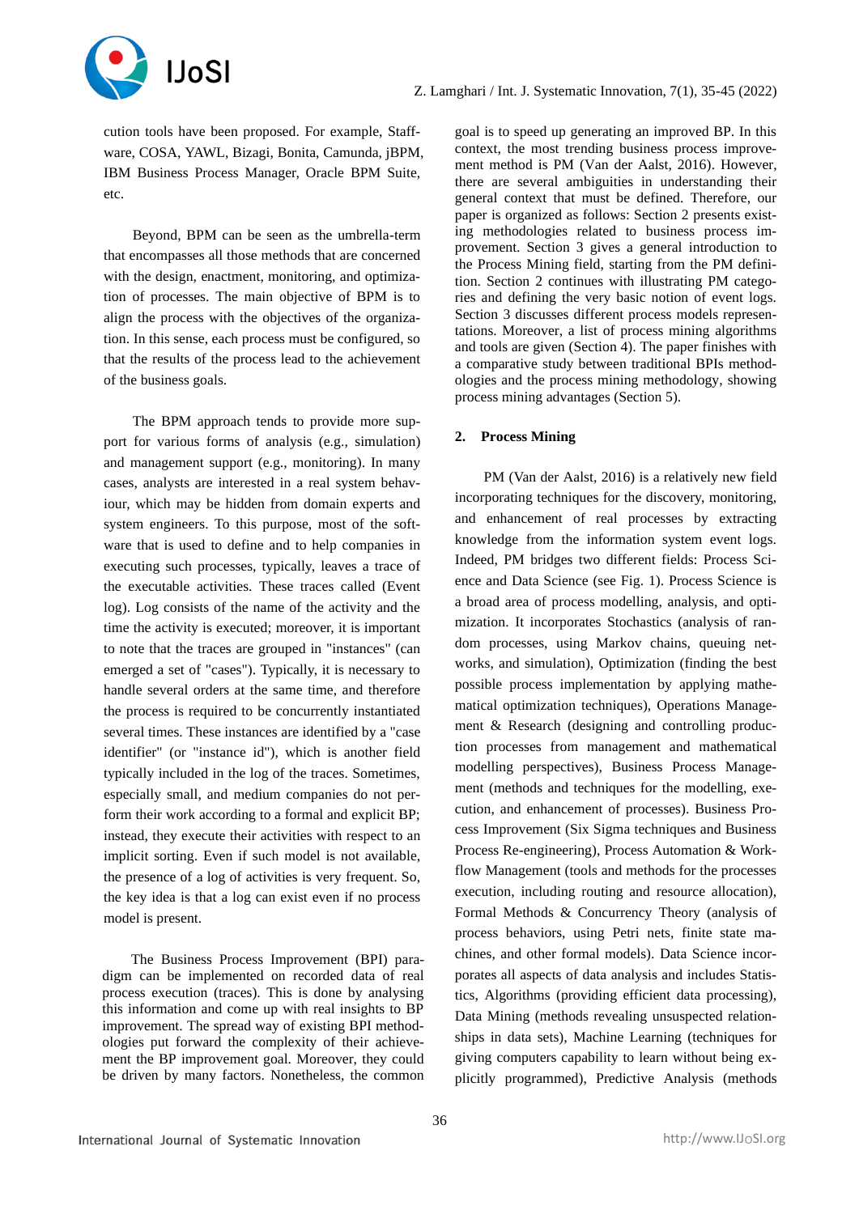cution tools have been proposed. For example, Staffware, COSA, YAWL, Bizagi, Bonita, Camunda, jBPM, IBM Business Process Manager, Oracle BPM Suite, etc.

Beyond, BPM can be seen as the umbrella-term that encompasses all those methods that are concerned with the design, enactment, monitoring, and optimization of processes. The main objective of BPM is to align the process with the objectives of the organization. In this sense, each process must be configured, so that the results of the process lead to the achievement of the business goals.

The BPM approach tends to provide more support for various forms of analysis (e.g., simulation) and management support (e.g., monitoring). In many cases, analysts are interested in a real system behaviour, which may be hidden from domain experts and system engineers. To this purpose, most of the software that is used to define and to help companies in executing such processes, typically, leaves a trace of the executable activities. These traces called (Event log). Log consists of the name of the activity and the time the activity is executed; moreover, it is important to note that the traces are grouped in "instances" (can emerged a set of "cases"). Typically, it is necessary to handle several orders at the same time, and therefore the process is required to be concurrently instantiated several times. These instances are identified by a "case identifier" (or "instance id"), which is another field typically included in the log of the traces. Sometimes, especially small, and medium companies do not perform their work according to a formal and explicit BP; instead, they execute their activities with respect to an implicit sorting. Even if such model is not available, the presence of a log of activities is very frequent. So, the key idea is that a log can exist even if no process model is present.

The Business Process Improvement (BPI) paradigm can be implemented on recorded data of real process execution (traces). This is done by analysing this information and come up with real insights to BP improvement. The spread way of existing BPI methodologies put forward the complexity of their achievement the BP improvement goal. Moreover, they could be driven by many factors. Nonetheless, the common goal is to speed up generating an improved BP. In this context, the most trending business process improvement method is PM (Van der Aalst, 2016). However, there are several ambiguities in understanding their general context that must be defined. Therefore, our paper is organized as follows: Section 2 presents existing methodologies related to business process improvement. Section 3 gives a general introduction to the Process Mining field, starting from the PM definition. Section 2 continues with illustrating PM categories and defining the very basic notion of event logs. Section 3 discusses different process models representations. Moreover, a list of process mining algorithms and tools are given (Section 4). The paper finishes with a comparative study between traditional BPIs methodologies and the process mining methodology, showing process mining advantages (Section 5).

## 2. Process Mining

PM (Van der Aalst, 2016) is a relatively new field incorporating techniques for the discovery, monitoring, and enhancement of real processes by extracting knowledge from the information system event logs. Indeed, PM bridges two different fields: Process Science and Data Science (see Fig. 1). Process Science is a broad area of process modelling, analysis, and optimization. It incorporates Stochastics (analysis of random processes, using Markov chains, queuing networks, and simulation), Optimization (finding the best possible process implementation by applying mathematical optimization techniques), Operations Management & Research (designing and controlling production processes from management and mathematical modelling perspectives), Business Process Management (methods and techniques for the modelling, execution, and enhancement of processes). Business Process Improvement (Six Sigma techniques and Business Process Re-engineering), Process Automation & Workflow Management (tools and methods for the processes execution, including routing and resource allocation), Formal Methods & Concurrency Theory (analysis of process behaviors, using Petri nets, finite state machines, and other formal models). Data Science incorporates all aspects of data analysis and includes Statistics, Algorithms (providing efficient data processing), Data Mining (methods revealing unsuspected relationships in data sets), Machine Learning (techniques for giving computers capability to learn without being explicitly programmed), Predictive Analysis (methods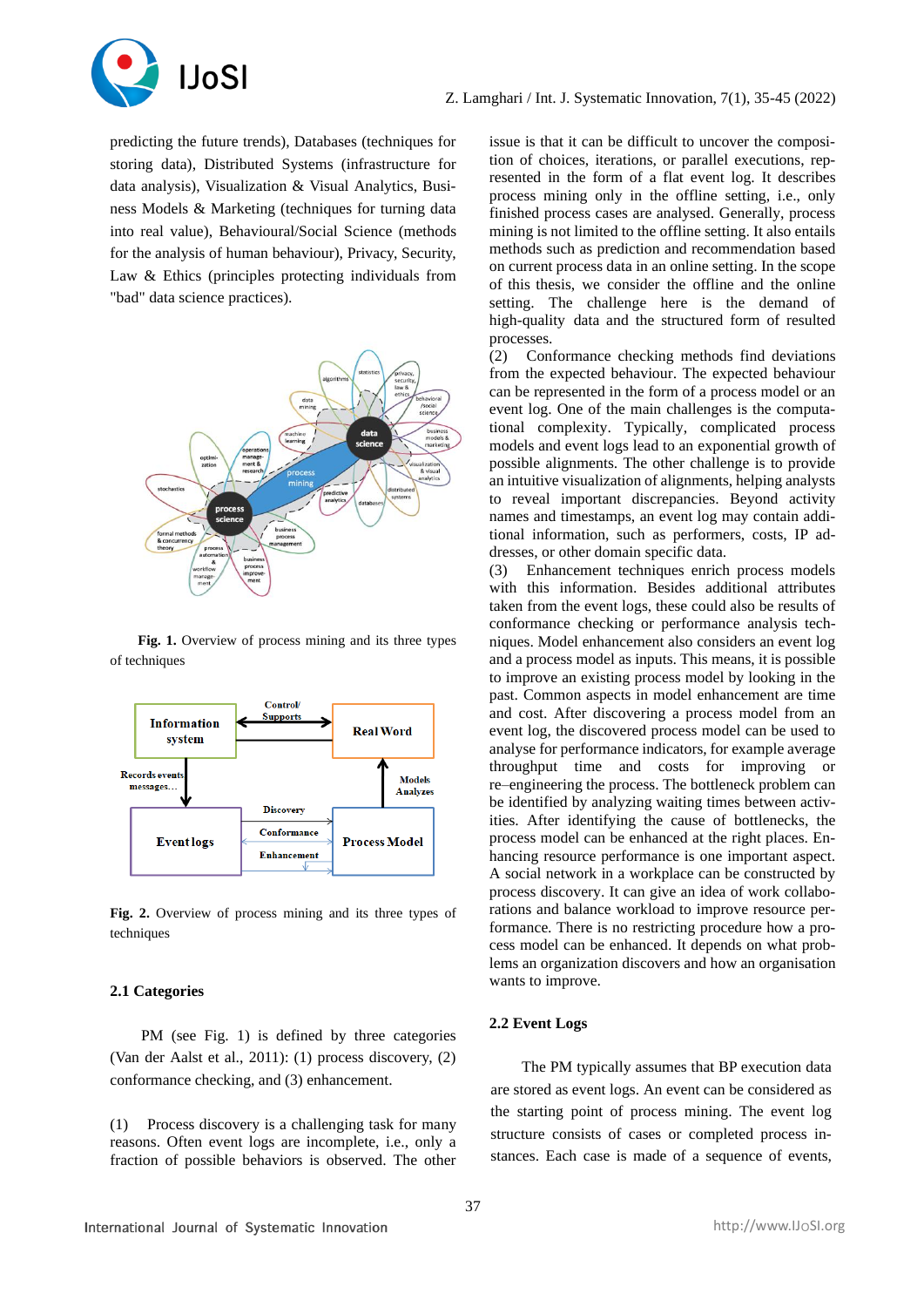predicting the future trends), Databases (techniques for storing data), Distributed Systems (infrastructure for data analysis), Visualization & Visual Analytics, Business Models & Marketing (techniques for turning data into real value), Behavioural/Social Science (methods for the analysis of human behaviour), Privacy, Security, Law & Ethics (principles protecting individuals from "bad" data science practices).

**Fig. 1.** Overview of process mining and its three types of techniques

**Fig. 2.** Overview of process mining and its three types of techniques

### 2.1 Categories

PM (see Fig. 1) is defined by three categories (Van der Aalst et al., 2011): (1) process discovery, (2) conformance checking, and (3) enhancement.

(1) Process discovery is a challenging task for many reasons. Often event logs are incomplete, i.e., only a fraction of possible behaviors is observed. The other issue is that it can be difficult to uncover the composition of choices, iterations, or parallel executions, represented in the form of a flat event log. It describes process mining only in the offline setting, i.e., only finished process cases are analysed. Generally, process mining is not limited to the offline setting. It also entails methods such as prediction and recommendation based on current process data in an online setting. In the scope of this thesis, we consider the offline and the online setting. The challenge here is the demand of high-quality data and the structured form of resulted processes.

(2) Conformance checking methods find deviations from the expected behaviour. The expected behaviour can be represented in the form of a process model or an event log. One of the main challenges is the computational complexity. Typically, complicated process models and event logs lead to an exponential growth of possible alignments. The other challenge is to provide an intuitive visualization of alignments, helping analysts to reveal important discrepancies. Beyond activity names and timestamps, an event log may contain additional information, such as performers, costs, IP addresses, or other domain specific data.

(3) Enhancement techniques enrich process models with this information. Besides additional attributes taken from the event logs, these could also be results of conformance checking or performance analysis techniques. Model enhancement also considers an event log and a process model as inputs. This means, it is possible to improve an existing process model by looking in the past. Common aspects in model enhancement are time and cost. After discovering a process model from an event log, the discovered process model can be used to analyse for performance indicators, for example average throughput time and costs for improving or re–engineering the process. The bottleneck problem can be identified by analyzing waiting times between activities. After identifying the cause of bottlenecks, the process model can be enhanced at the right places. Enhancing resource performance is one important aspect. A social network in a workplace can be constructed by process discovery. It can give an idea of work collaborations and balance workload to improve resource performance. There is no restricting procedure how a process model can be enhanced. It depends on what problems an organization discovers and how an organisation wants to improve.

### 2.2 Event Logs

The PM typically assumes that BP execution data are stored as event logs. An event can be considered as the starting point of process mining. The event log structure consists of cases or completed process instances. Each case is made of a sequence of events,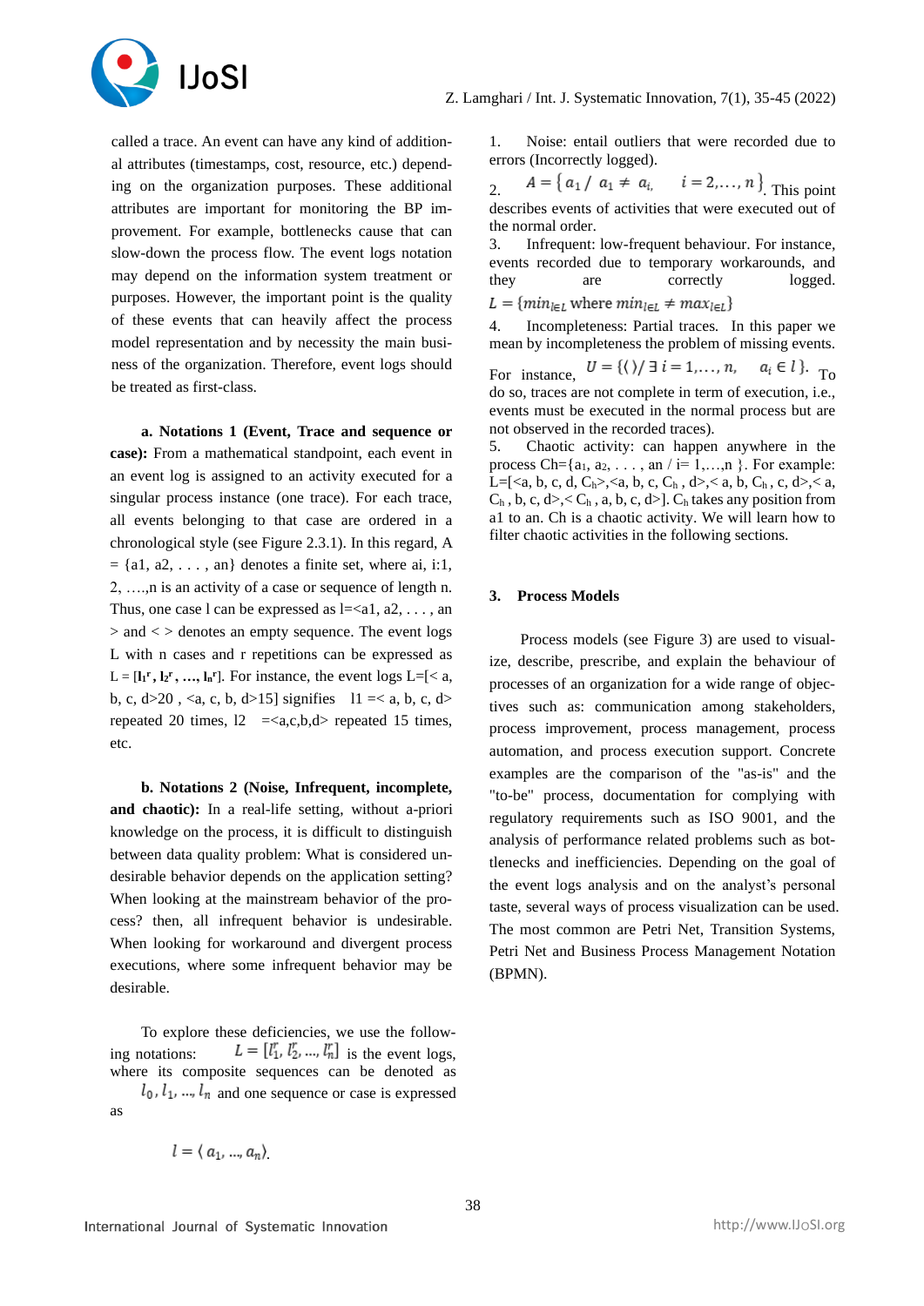called a trace. An event can have any kind of additional attributes (timestamps, cost, resource, etc.) depending on the organization purposes. These additional attributes are important for monitoring the BP improvement. For example, bottlenecks cause that can slow-down the process flow. The event logs notation may depend on the information system treatment or purposes. However, the important point is the quality of these events that can heavily affect the process model representation and by necessity the main business of the organization. Therefore, event logs should be treated as first-class.

**a. Notations 1 (Event, Trace and sequence or case):** From a mathematical standpoint, each event in an event log is assigned to an activity executed for a singular process instance (one trace). For each trace, all events belonging to that case are ordered in a chronological style (see Figure 2.3.1). In this regard, A = {a1, a2, . . . , an} denotes a finite set, where ai, i:1, 2, ….,n is an activity of a case or sequence of length n. Thus, one case l can be expressed as l=<a1, a2, . . . , an > and < > denotes an empty sequence. The event logs L with n cases and r repetitions can be expressed as L = [$\mathbf{l_1^r}$, $\mathbf{l_2^r}$, …, $\mathbf{l_n^r}$]. For instance, the event logs L=[< a, b, c, d>20 , <a, c, b, d>15] signifies l1 =< a, b, c, d> repeated 20 times, l2 =<a,c,b,d> repeated 15 times, etc.

**b. Notations 2 (Noise, Infrequent, incomplete, and chaotic):** In a real-life setting, without a-priori knowledge on the process, it is difficult to distinguish between data quality problem: What is considered undesirable behavior depends on the application setting? When looking at the mainstream behavior of the process? then, all infrequent behavior is undesirable. When looking for workaround and divergent process executions, where some infrequent behavior may be desirable.

To explore these deficiencies, we use the following notations: $L = [l_1^r, l_2^r, ..., l_n^r]$ is the event logs, where its composite sequences can be denoted as $l_0, l_1, ..., l_n$ and one sequence or case is expressed as

$$l = \langle a_1, ..., a_n \rangle.$$

1. Noise: entail outliers that were recorded due to errors (Incorrectly logged).
2. $A = \{a_1 / \ a_1 \neq a_i, \quad i = 2, \dots, n\}$. This point describes events of activities that were executed out of the normal order.
3. Infrequent: low-frequent behaviour. For instance, events recorded due to temporary workarounds, and they are correctly logged. $L = \{min_{l \in L} \text{ where } min_{l \in L} \neq max_{l \in L}\}$
4. Incompleteness: Partial traces. In this paper we mean by incompleteness the problem of missing events. For instance, $U = \{\langle\rangle / \exists\, i = 1, \dots, n, \quad a_i \in l\}$. To do so, traces are not complete in term of execution, i.e., events must be executed in the normal process but are not observed in the recorded traces).
5. Chaotic activity: can happen anywhere in the process Ch={$a_1$, $a_2$, . . . , an / i= 1,…,n }. For example: L=[<a, b, c, d, $C_h$>,<a, b, c, $C_h$ , d>,< a, b, $C_h$ , c, d>,< a, $C_h$ , b, c, d>,< $C_h$ , a, b, c, d>]. $C_h$ takes any position from a1 to an. Ch is a chaotic activity. We will learn how to filter chaotic activities in the following sections.

## 3. Process Models

Process models (see Figure 3) are used to visualize, describe, prescribe, and explain the behaviour of processes of an organization for a wide range of objectives such as: communication among stakeholders, process improvement, process management, process automation, and process execution support. Concrete examples are the comparison of the "as-is" and the "to-be" process, documentation for complying with regulatory requirements such as ISO 9001, and the analysis of performance related problems such as bottlenecks and inefficiencies. Depending on the goal of the event logs analysis and on the analyst's personal taste, several ways of process visualization can be used. The most common are Petri Net, Transition Systems, Petri Net and Business Process Management Notation (BPMN).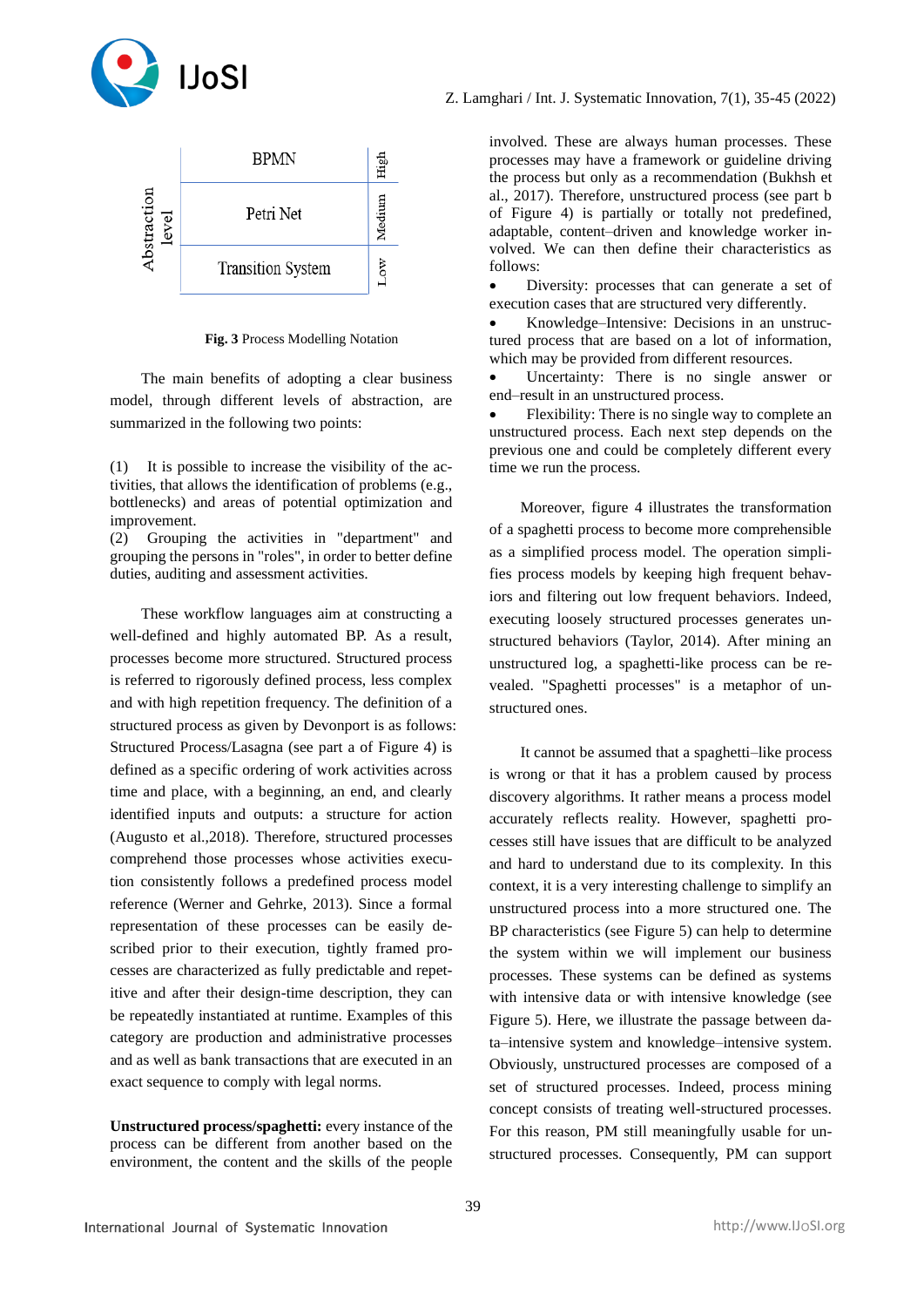| Abstraction level | Notation | |
|---|---|---|
| | BPMN | High |
| | Petri Net | Medium |
| | Transition System | Low |

**Fig. 3** Process Modelling Notation

The main benefits of adopting a clear business model, through different levels of abstraction, are summarized in the following two points:

(1) It is possible to increase the visibility of the activities, that allows the identification of problems (e.g., bottlenecks) and areas of potential optimization and improvement.
(2) Grouping the activities in "department" and grouping the persons in "roles", in order to better define duties, auditing and assessment activities.

These workflow languages aim at constructing a well-defined and highly automated BP. As a result, processes become more structured. Structured process is referred to rigorously defined process, less complex and with high repetition frequency. The definition of a structured process as given by Devonport is as follows: Structured Process/Lasagna (see part a of Figure 4) is defined as a specific ordering of work activities across time and place, with a beginning, an end, and clearly identified inputs and outputs: a structure for action (Augusto et al.,2018). Therefore, structured processes comprehend those processes whose activities execution consistently follows a predefined process model reference (Werner and Gehrke, 2013). Since a formal representation of these processes can be easily described prior to their execution, tightly framed processes are characterized as fully predictable and repetitive and after their design-time description, they can be repeatedly instantiated at runtime. Examples of this category are production and administrative processes and as well as bank transactions that are executed in an exact sequence to comply with legal norms.

**Unstructured process/spaghetti:** every instance of the process can be different from another based on the environment, the content and the skills of the people involved. These are always human processes. These processes may have a framework or guideline driving the process but only as a recommendation (Bukhsh et al., 2017). Therefore, unstructured process (see part b of Figure 4) is partially or totally not predefined, adaptable, content–driven and knowledge worker involved. We can then define their characteristics as follows:

- Diversity: processes that can generate a set of execution cases that are structured very differently.
- Knowledge–Intensive: Decisions in an unstructured process that are based on a lot of information, which may be provided from different resources.
- Uncertainty: There is no single answer or end–result in an unstructured process.
- Flexibility: There is no single way to complete an unstructured process. Each next step depends on the previous one and could be completely different every time we run the process.

Moreover, figure 4 illustrates the transformation of a spaghetti process to become more comprehensible as a simplified process model. The operation simplifies process models by keeping high frequent behaviors and filtering out low frequent behaviors. Indeed, executing loosely structured processes generates unstructured behaviors (Taylor, 2014). After mining an unstructured log, a spaghetti-like process can be revealed. "Spaghetti processes" is a metaphor of unstructured ones.

It cannot be assumed that a spaghetti–like process is wrong or that it has a problem caused by process discovery algorithms. It rather means a process model accurately reflects reality. However, spaghetti processes still have issues that are difficult to be analyzed and hard to understand due to its complexity. In this context, it is a very interesting challenge to simplify an unstructured process into a more structured one. The BP characteristics (see Figure 5) can help to determine the system within we will implement our business processes. These systems can be defined as systems with intensive data or with intensive knowledge (see Figure 5). Here, we illustrate the passage between data–intensive system and knowledge–intensive system. Obviously, unstructured processes are composed of a set of structured processes. Indeed, process mining concept consists of treating well-structured processes. For this reason, PM still meaningfully usable for unstructured processes. Consequently, PM can support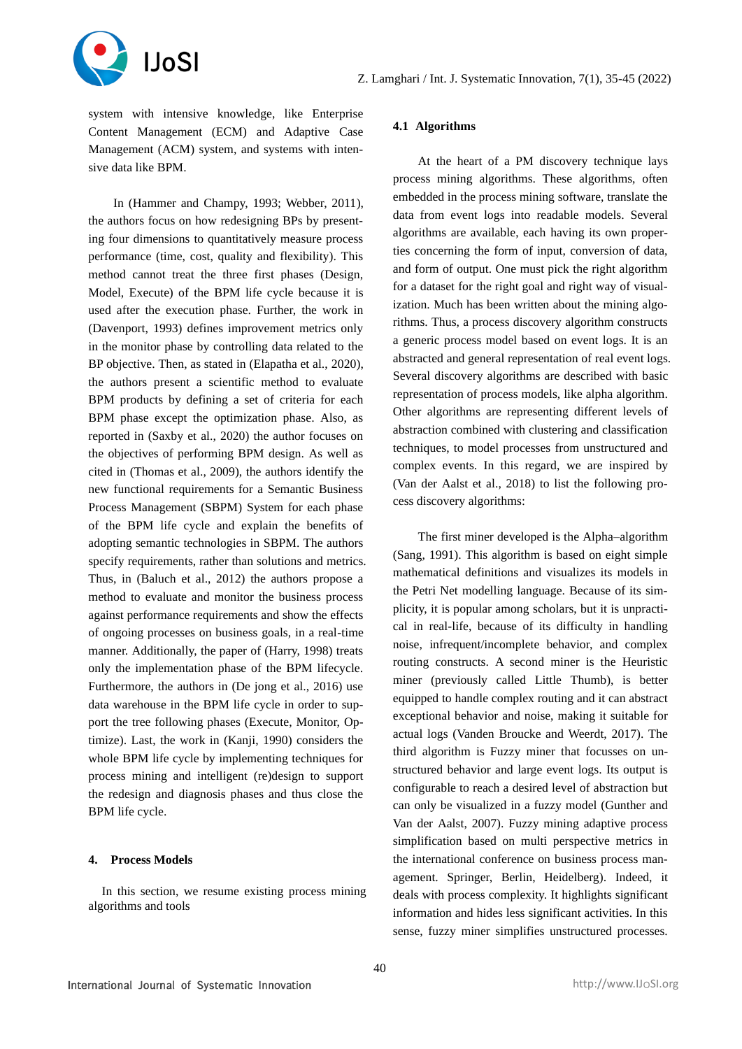system with intensive knowledge, like Enterprise Content Management (ECM) and Adaptive Case Management (ACM) system, and systems with intensive data like BPM.

In (Hammer and Champy, 1993; Webber, 2011), the authors focus on how redesigning BPs by presenting four dimensions to quantitatively measure process performance (time, cost, quality and flexibility). This method cannot treat the three first phases (Design, Model, Execute) of the BPM life cycle because it is used after the execution phase. Further, the work in (Davenport, 1993) defines improvement metrics only in the monitor phase by controlling data related to the BP objective. Then, as stated in (Elapatha et al., 2020), the authors present a scientific method to evaluate BPM products by defining a set of criteria for each BPM phase except the optimization phase. Also, as reported in (Saxby et al., 2020) the author focuses on the objectives of performing BPM design. As well as cited in (Thomas et al., 2009), the authors identify the new functional requirements for a Semantic Business Process Management (SBPM) System for each phase of the BPM life cycle and explain the benefits of adopting semantic technologies in SBPM. The authors specify requirements, rather than solutions and metrics. Thus, in (Baluch et al., 2012) the authors propose a method to evaluate and monitor the business process against performance requirements and show the effects of ongoing processes on business goals, in a real-time manner. Additionally, the paper of (Harry, 1998) treats only the implementation phase of the BPM lifecycle. Furthermore, the authors in (De jong et al., 2016) use data warehouse in the BPM life cycle in order to support the tree following phases (Execute, Monitor, Optimize). Last, the work in (Kanji, 1990) considers the whole BPM life cycle by implementing techniques for process mining and intelligent (re)design to support the redesign and diagnosis phases and thus close the BPM life cycle.

## 4. Process Models

In this section, we resume existing process mining algorithms and tools

### 4.1 Algorithms

At the heart of a PM discovery technique lays process mining algorithms. These algorithms, often embedded in the process mining software, translate the data from event logs into readable models. Several algorithms are available, each having its own properties concerning the form of input, conversion of data, and form of output. One must pick the right algorithm for a dataset for the right goal and right way of visualization. Much has been written about the mining algorithms. Thus, a process discovery algorithm constructs a generic process model based on event logs. It is an abstracted and general representation of real event logs. Several discovery algorithms are described with basic representation of process models, like alpha algorithm. Other algorithms are representing different levels of abstraction combined with clustering and classification techniques, to model processes from unstructured and complex events. In this regard, we are inspired by (Van der Aalst et al., 2018) to list the following process discovery algorithms:

The first miner developed is the Alpha–algorithm (Sang, 1991). This algorithm is based on eight simple mathematical definitions and visualizes its models in the Petri Net modelling language. Because of its simplicity, it is popular among scholars, but it is unpractical in real-life, because of its difficulty in handling noise, infrequent/incomplete behavior, and complex routing constructs. A second miner is the Heuristic miner (previously called Little Thumb), is better equipped to handle complex routing and it can abstract exceptional behavior and noise, making it suitable for actual logs (Vanden Broucke and Weerdt, 2017). The third algorithm is Fuzzy miner that focusses on unstructured behavior and large event logs. Its output is configurable to reach a desired level of abstraction but can only be visualized in a fuzzy model (Gunther and Van der Aalst, 2007). Fuzzy mining adaptive process simplification based on multi perspective metrics in the international conference on business process management. Springer, Berlin, Heidelberg). Indeed, it deals with process complexity. It highlights significant information and hides less significant activities. In this sense, fuzzy miner simplifies unstructured processes.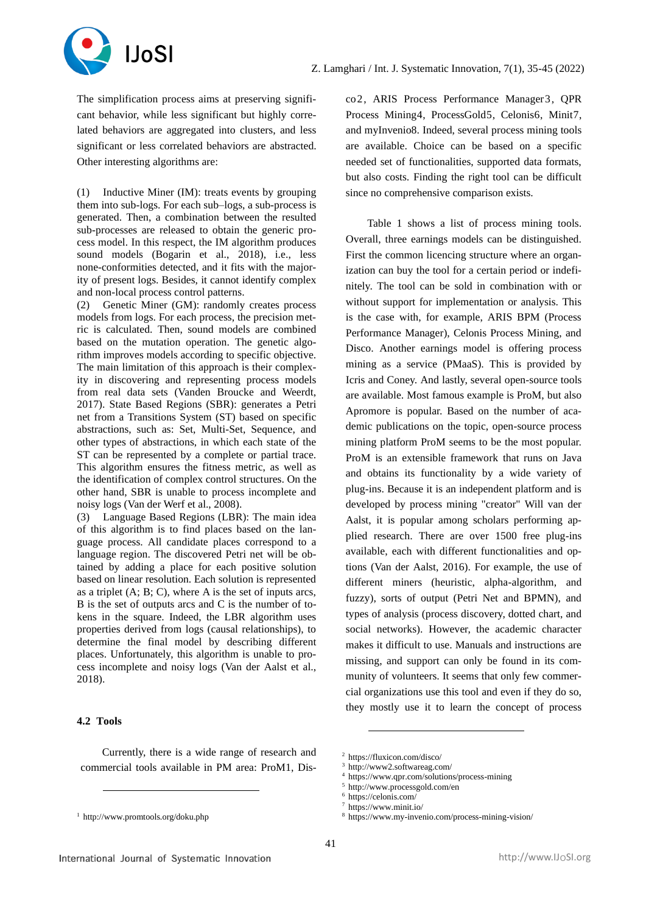The simplification process aims at preserving significant behavior, while less significant but highly correlated behaviors are aggregated into clusters, and less significant or less correlated behaviors are abstracted. Other interesting algorithms are:

(1) Inductive Miner (IM): treats events by grouping them into sub-logs. For each sub–logs, a sub-process is generated. Then, a combination between the resulted sub-processes are released to obtain the generic process model. In this respect, the IM algorithm produces sound models (Bogarin et al., 2018), i.e., less none-conformities detected, and it fits with the majority of present logs. Besides, it cannot identify complex and non-local process control patterns.
(2) Genetic Miner (GM): randomly creates process models from logs. For each process, the precision metric is calculated. Then, sound models are combined based on the mutation operation. The genetic algorithm improves models according to specific objective. The main limitation of this approach is their complexity in discovering and representing process models from real data sets (Vanden Broucke and Weerdt, 2017). State Based Regions (SBR): generates a Petri net from a Transitions System (ST) based on specific abstractions, such as: Set, Multi-Set, Sequence, and other types of abstractions, in which each state of the ST can be represented by a complete or partial trace. This algorithm ensures the fitness metric, as well as the identification of complex control structures. On the other hand, SBR is unable to process incomplete and noisy logs (Van der Werf et al., 2008).
(3) Language Based Regions (LBR): The main idea of this algorithm is to find places based on the language process. All candidate places correspond to a language region. The discovered Petri net will be obtained by adding a place for each positive solution based on linear resolution. Each solution is represented as a triplet (A; B; C), where A is the set of inputs arcs, B is the set of outputs arcs and C is the number of tokens in the square. Indeed, the LBR algorithm uses properties derived from logs (causal relationships), to determine the final model by describing different places. Unfortunately, this algorithm is unable to process incomplete and noisy logs (Van der Aalst et al., 2018).

### 4.2 Tools

Currently, there is a wide range of research and commercial tools available in PM area: ProM[1], Disco[2], ARIS Process Performance Manager[3], QPR Process Mining[4], ProcessGold[5], Celonis[6], Minit[7], and myInvenio[8]. Indeed, several process mining tools are available. Choice can be based on a specific needed set of functionalities, supported data formats, but also costs. Finding the right tool can be difficult since no comprehensive comparison exists.

Table 1 shows a list of process mining tools. Overall, three earnings models can be distinguished. First the common licencing structure where an organization can buy the tool for a certain period or indefinitely. The tool can be sold in combination with or without support for implementation or analysis. This is the case with, for example, ARIS BPM (Process Performance Manager), Celonis Process Mining, and Disco. Another earnings model is offering process mining as a service (PMaaS). This is provided by Icris and Coney. And lastly, several open-source tools are available. Most famous example is ProM, but also Apromore is popular. Based on the number of academic publications on the topic, open-source process mining platform ProM seems to be the most popular. ProM is an extensible framework that runs on Java and obtains its functionality by a wide variety of plug-ins. Because it is an independent platform and is developed by process mining "creator" Will van der Aalst, it is popular among scholars performing applied research. There are over 1500 free plug-ins available, each with different functionalities and options (Van der Aalst, 2016). For example, the use of different miners (heuristic, alpha-algorithm, and fuzzy), sorts of output (Petri Net and BPMN), and types of analysis (process discovery, dotted chart, and social networks). However, the academic character makes it difficult to use. Manuals and instructions are missing, and support can only be found in its community of volunteers. It seems that only few commercial organizations use this tool and even if they do so, they mostly use it to learn the concept of process

[1] http://www.promtools.org/doku.php

[2] https://fluxicon.com/disco/
[3] http://www2.softwareag.com/
[4] https://www.qpr.com/solutions/process-mining
[5] http://www.processgold.com/en
[6] https://celonis.com/
[7] https://www.minit.io/
[8] https://www.my-invenio.com/process-mining-vision/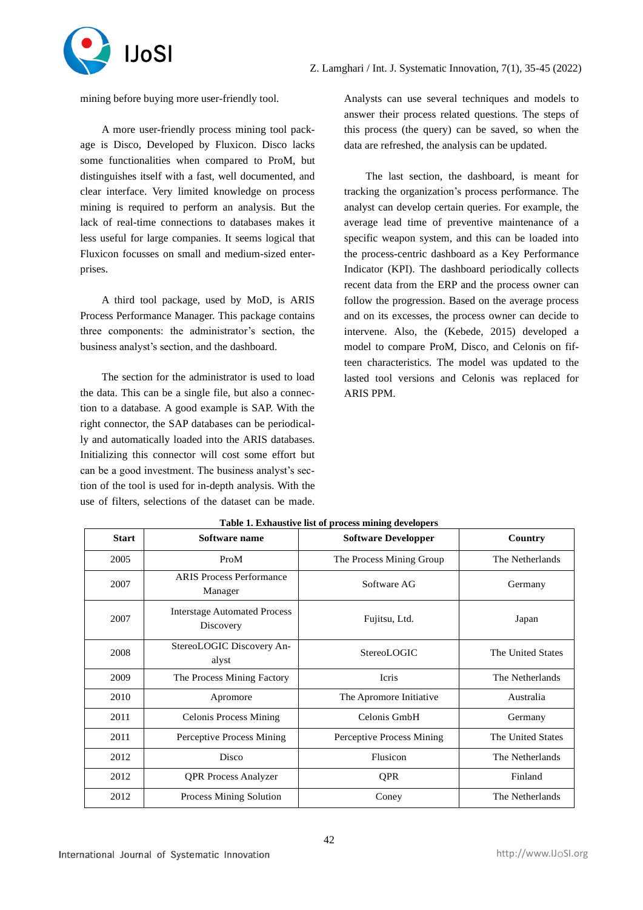mining before buying more user-friendly tool.

A more user-friendly process mining tool package is Disco, Developed by Fluxicon. Disco lacks some functionalities when compared to ProM, but distinguishes itself with a fast, well documented, and clear interface. Very limited knowledge on process mining is required to perform an analysis. But the lack of real-time connections to databases makes it less useful for large companies. It seems logical that Fluxicon focusses on small and medium-sized enterprises.

A third tool package, used by MoD, is ARIS Process Performance Manager. This package contains three components: the administrator's section, the business analyst's section, and the dashboard.

The section for the administrator is used to load the data. This can be a single file, but also a connection to a database. A good example is SAP. With the right connector, the SAP databases can be periodically and automatically loaded into the ARIS databases. Initializing this connector will cost some effort but can be a good investment. The business analyst's section of the tool is used for in-depth analysis. With the use of filters, selections of the dataset can be made. Analysts can use several techniques and models to answer their process related questions. The steps of this process (the query) can be saved, so when the data are refreshed, the analysis can be updated.

The last section, the dashboard, is meant for tracking the organization's process performance. The analyst can develop certain queries. For example, the average lead time of preventive maintenance of a specific weapon system, and this can be loaded into the process-centric dashboard as a Key Performance Indicator (KPI). The dashboard periodically collects recent data from the ERP and the process owner can follow the progression. Based on the average process and on its excesses, the process owner can decide to intervene. Also, the (Kebede, 2015) developed a model to compare ProM, Disco, and Celonis on fifteen characteristics. The model was updated to the lasted tool versions and Celonis was replaced for ARIS PPM.

**Table 1. Exhaustive list of process mining developers**

| Start | Software name | Software Developper | Country |
|---|---|---|---|
| 2005 | ProM | The Process Mining Group | The Netherlands |
| 2007 | ARIS Process Performance Manager | Software AG | Germany |
| 2007 | Interstage Automated Process Discovery | Fujitsu, Ltd. | Japan |
| 2008 | StereoLOGIC Discovery Analyst | StereoLOGIC | The United States |
| 2009 | The Process Mining Factory | Icris | The Netherlands |
| 2010 | Apromore | The Apromore Initiative | Australia |
| 2011 | Celonis Process Mining | Celonis GmbH | Germany |
| 2011 | Perceptive Process Mining | Perceptive Process Mining | The United States |
| 2012 | Disco | Flusicon | The Netherlands |
| 2012 | QPR Process Analyzer | QPR | Finland |
| 2012 | Process Mining Solution | Coney | The Netherlands |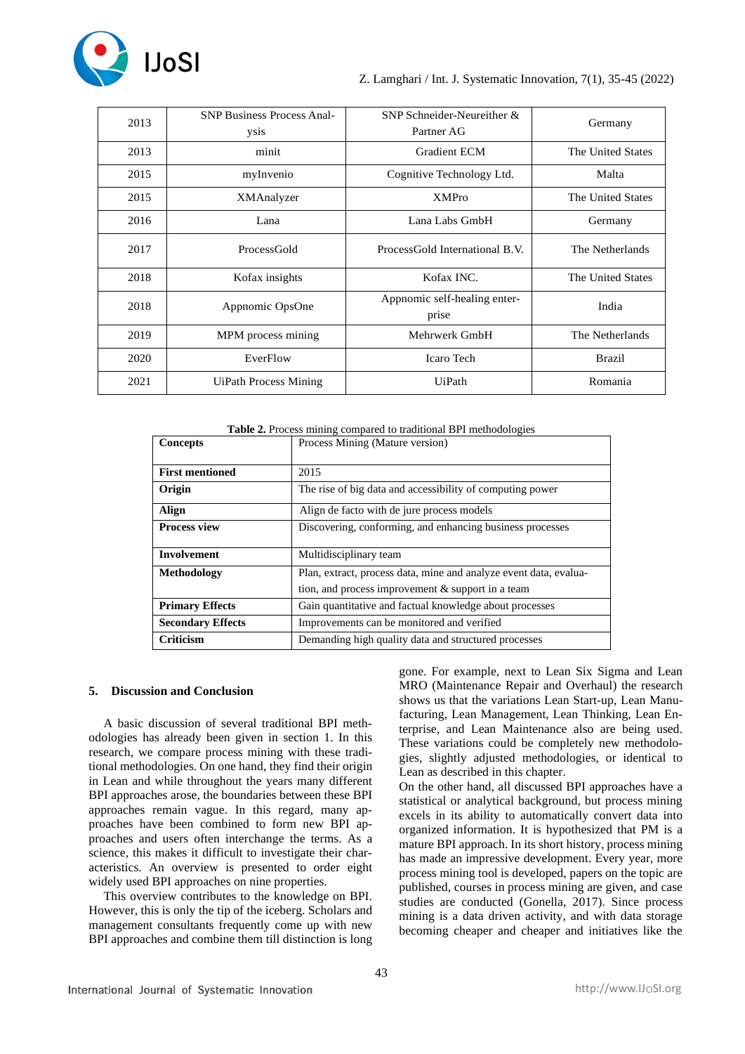| 2013 | SNP Business Process Analysis | SNP Schneider-Neureither & Partner AG | Germany |
|---|---|---|---|
| 2013 | minit | Gradient ECM | The United States |
| 2015 | myInvenio | Cognitive Technology Ltd. | Malta |
| 2015 | XMAnalyzer | XMPro | The United States |
| 2016 | Lana | Lana Labs GmbH | Germany |
| 2017 | ProcessGold | ProcessGold International B.V. | The Netherlands |
| 2018 | Kofax insights | Kofax INC. | The United States |
| 2018 | Appnomic OpsOne | Appnomic self-healing enterprise | India |
| 2019 | MPM process mining | Mehrwerk GmbH | The Netherlands |
| 2020 | EverFlow | Icaro Tech | Brazil |
| 2021 | UiPath Process Mining | UiPath | Romania |

**Table 2.** Process mining compared to traditional BPI methodologies

| **Concepts** | Process Mining (Mature version) |
|---|---|
| **First mentioned** | 2015 |
| **Origin** | The rise of big data and accessibility of computing power |
| **Align** | Align de facto with de jure process models |
| **Process view** | Discovering, conforming, and enhancing business processes |
| **Involvement** | Multidisciplinary team |
| **Methodology** | Plan, extract, process data, mine and analyze event data, evaluation, and process improvement & support in a team |
| **Primary Effects** | Gain quantitative and factual knowledge about processes |
| **Secondary Effects** | Improvements can be monitored and verified |
| **Criticism** | Demanding high quality data and structured processes |

## 5. Discussion and Conclusion

A basic discussion of several traditional BPI methodologies has already been given in section 1. In this research, we compare process mining with these traditional methodologies. On one hand, they find their origin in Lean and while throughout the years many different BPI approaches arose, the boundaries between these BPI approaches remain vague. In this regard, many approaches have been combined to form new BPI approaches and users often interchange the terms. As a science, this makes it difficult to investigate their characteristics. An overview is presented to order eight widely used BPI approaches on nine properties.

This overview contributes to the knowledge on BPI. However, this is only the tip of the iceberg. Scholars and management consultants frequently come up with new BPI approaches and combine them till distinction is long gone. For example, next to Lean Six Sigma and Lean MRO (Maintenance Repair and Overhaul) the research shows us that the variations Lean Start-up, Lean Manufacturing, Lean Management, Lean Thinking, Lean Enterprise, and Lean Maintenance also are being used. These variations could be completely new methodologies, slightly adjusted methodologies, or identical to Lean as described in this chapter.

On the other hand, all discussed BPI approaches have a statistical or analytical background, but process mining excels in its ability to automatically convert data into organized information. It is hypothesized that PM is a mature BPI approach. In its short history, process mining has made an impressive development. Every year, more process mining tool is developed, papers on the topic are published, courses in process mining are given, and case studies are conducted (Gonella, 2017). Since process mining is a data driven activity, and with data storage becoming cheaper and cheaper and initiatives like the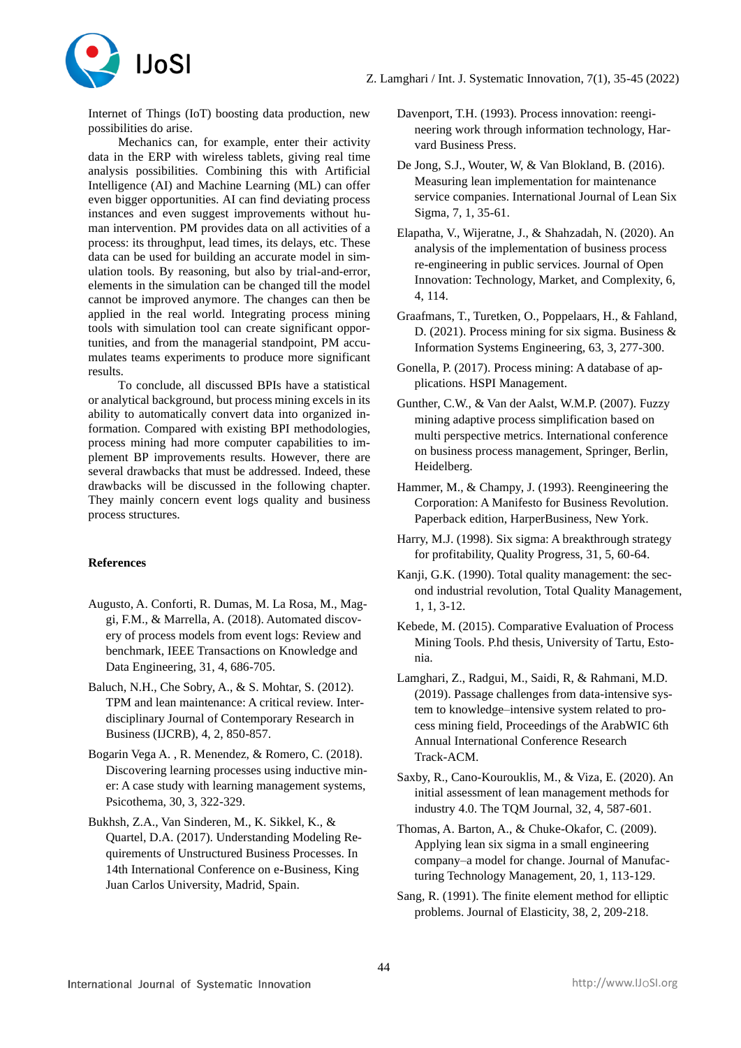Internet of Things (IoT) boosting data production, new possibilities do arise.

Mechanics can, for example, enter their activity data in the ERP with wireless tablets, giving real time analysis possibilities. Combining this with Artificial Intelligence (AI) and Machine Learning (ML) can offer even bigger opportunities. AI can find deviating process instances and even suggest improvements without human intervention. PM provides data on all activities of a process: its throughput, lead times, its delays, etc. These data can be used for building an accurate model in simulation tools. By reasoning, but also by trial-and-error, elements in the simulation can be changed till the model cannot be improved anymore. The changes can then be applied in the real world. Integrating process mining tools with simulation tool can create significant opportunities, and from the managerial standpoint, PM accumulates teams experiments to produce more significant results.

To conclude, all discussed BPIs have a statistical or analytical background, but process mining excels in its ability to automatically convert data into organized information. Compared with existing BPI methodologies, process mining had more computer capabilities to implement BP improvements results. However, there are several drawbacks that must be addressed. Indeed, these drawbacks will be discussed in the following chapter. They mainly concern event logs quality and business process structures.

**References**

Augusto, A. Conforti, R. Dumas, M. La Rosa, M., Maggi, F.M., & Marrella, A. (2018). Automated discovery of process models from event logs: Review and benchmark, IEEE Transactions on Knowledge and Data Engineering, 31, 4, 686-705.

Baluch, N.H., Che Sobry, A., & S. Mohtar, S. (2012). TPM and lean maintenance: A critical review. Interdisciplinary Journal of Contemporary Research in Business (IJCRB), 4, 2, 850-857.

Bogarin Vega A. , R. Menendez, & Romero, C. (2018). Discovering learning processes using inductive miner: A case study with learning management systems, Psicothema, 30, 3, 322-329.

Bukhsh, Z.A., Van Sinderen, M., K. Sikkel, K., & Quartel, D.A. (2017). Understanding Modeling Requirements of Unstructured Business Processes. In 14th International Conference on e-Business, King Juan Carlos University, Madrid, Spain.

Davenport, T.H. (1993). Process innovation: reengineering work through information technology, Harvard Business Press.

De Jong, S.J., Wouter, W, & Van Blokland, B. (2016). Measuring lean implementation for maintenance service companies. International Journal of Lean Six Sigma, 7, 1, 35-61.

Elapatha, V., Wijeratne, J., & Shahzadah, N. (2020). An analysis of the implementation of business process re-engineering in public services. Journal of Open Innovation: Technology, Market, and Complexity, 6, 4, 114.

Graafmans, T., Turetken, O., Poppelaars, H., & Fahland, D. (2021). Process mining for six sigma. Business & Information Systems Engineering, 63, 3, 277-300.

Gonella, P. (2017). Process mining: A database of applications. HSPI Management.

Gunther, C.W., & Van der Aalst, W.M.P. (2007). Fuzzy mining adaptive process simplification based on multi perspective metrics. International conference on business process management, Springer, Berlin, Heidelberg.

Hammer, M., & Champy, J. (1993). Reengineering the Corporation: A Manifesto for Business Revolution. Paperback edition, HarperBusiness, New York.

Harry, M.J. (1998). Six sigma: A breakthrough strategy for profitability, Quality Progress, 31, 5, 60-64.

Kanji, G.K. (1990). Total quality management: the second industrial revolution, Total Quality Management, 1, 1, 3-12.

Kebede, M. (2015). Comparative Evaluation of Process Mining Tools. P.hd thesis, University of Tartu, Estonia.

Lamghari, Z., Radgui, M., Saidi, R, & Rahmani, M.D. (2019). Passage challenges from data-intensive system to knowledge–intensive system related to process mining field, Proceedings of the ArabWIC 6th Annual International Conference Research Track-ACM.

Saxby, R., Cano-Kourouklis, M., & Viza, E. (2020). An initial assessment of lean management methods for industry 4.0. The TQM Journal, 32, 4, 587-601.

Thomas, A. Barton, A., & Chuke-Okafor, C. (2009). Applying lean six sigma in a small engineering company–a model for change. Journal of Manufacturing Technology Management, 20, 1, 113-129.

Sang, R. (1991). The finite element method for elliptic problems. Journal of Elasticity, 38, 2, 209-218.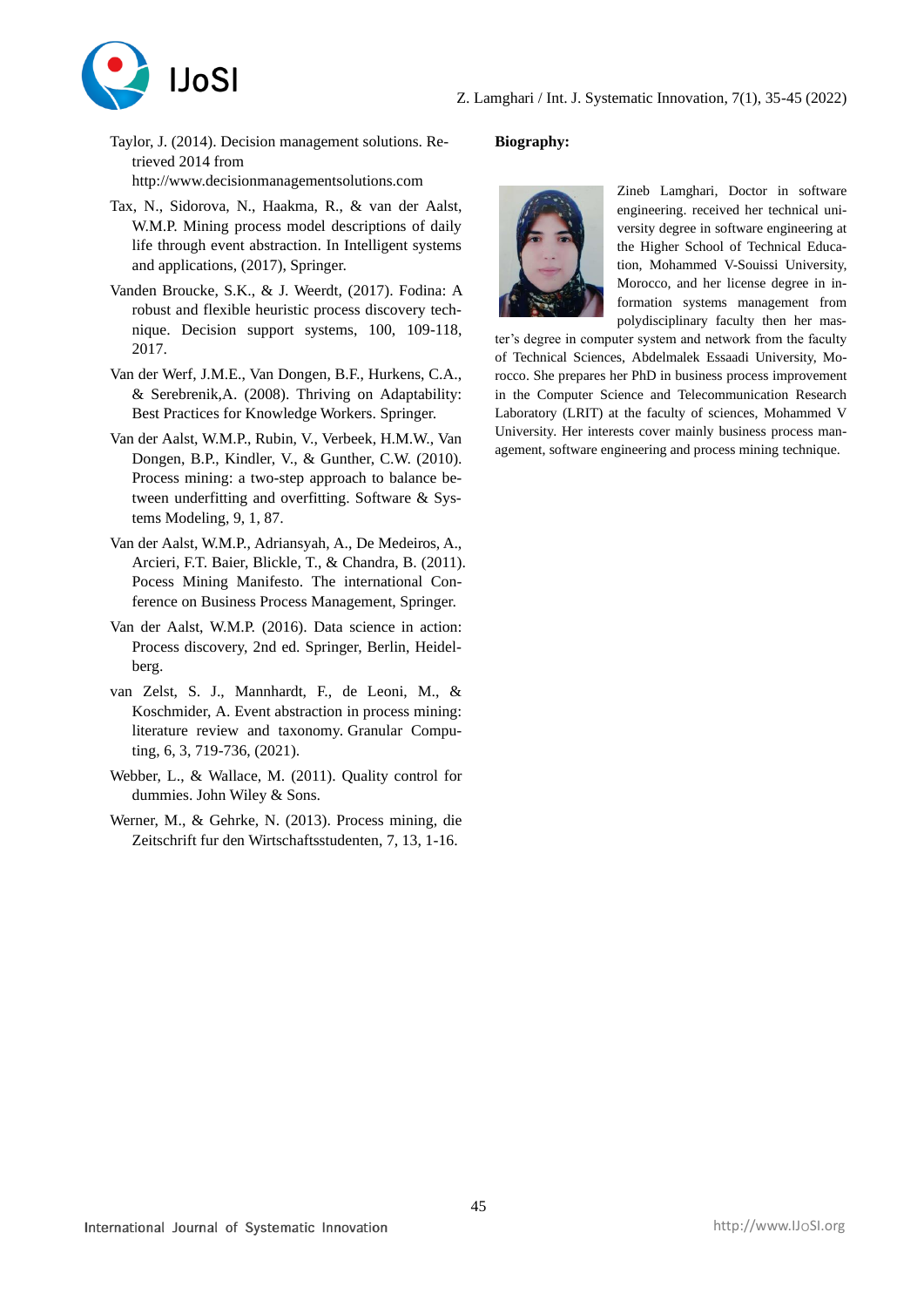Taylor, J. (2014). Decision management solutions. Retrieved 2014 from http://www.decisionmanagementsolutions.com

Tax, N., Sidorova, N., Haakma, R., & van der Aalst, W.M.P. Mining process model descriptions of daily life through event abstraction. In Intelligent systems and applications, (2017), Springer.

Vanden Broucke, S.K., & J. Weerdt, (2017). Fodina: A robust and flexible heuristic process discovery technique. Decision support systems, 100, 109-118, 2017.

Van der Werf, J.M.E., Van Dongen, B.F., Hurkens, C.A., & Serebrenik,A. (2008). Thriving on Adaptability: Best Practices for Knowledge Workers. Springer.

Van der Aalst, W.M.P., Rubin, V., Verbeek, H.M.W., Van Dongen, B.P., Kindler, V., & Gunther, C.W. (2010). Process mining: a two-step approach to balance between underfitting and overfitting. Software & Systems Modeling, 9, 1, 87.

Van der Aalst, W.M.P., Adriansyah, A., De Medeiros, A., Arcieri, F.T. Baier, Blickle, T., & Chandra, B. (2011). Pocess Mining Manifesto. The international Conference on Business Process Management, Springer.

Van der Aalst, W.M.P. (2016). Data science in action: Process discovery, 2nd ed. Springer, Berlin, Heidelberg.

van Zelst, S. J., Mannhardt, F., de Leoni, M., & Koschmider, A. Event abstraction in process mining: literature review and taxonomy. Granular Computing, 6, 3, 719-736, (2021).

Webber, L., & Wallace, M. (2011). Quality control for dummies. John Wiley & Sons.

Werner, M., & Gehrke, N. (2013). Process mining, die Zeitschrift fur den Wirtschaftsstudenten, 7, 13, 1-16.

**Biography:**

Zineb Lamghari, Doctor in software engineering. received her technical university degree in software engineering at the Higher School of Technical Education, Mohammed V-Souissi University, Morocco, and her license degree in information systems management from polydisciplinary faculty then her master's degree in computer system and network from the faculty of Technical Sciences, Abdelmalek Essaadi University, Morocco. She prepares her PhD in business process improvement in the Computer Science and Telecommunication Research Laboratory (LRIT) at the faculty of sciences, Mohammed V University. Her interests cover mainly business process management, software engineering and process mining technique.